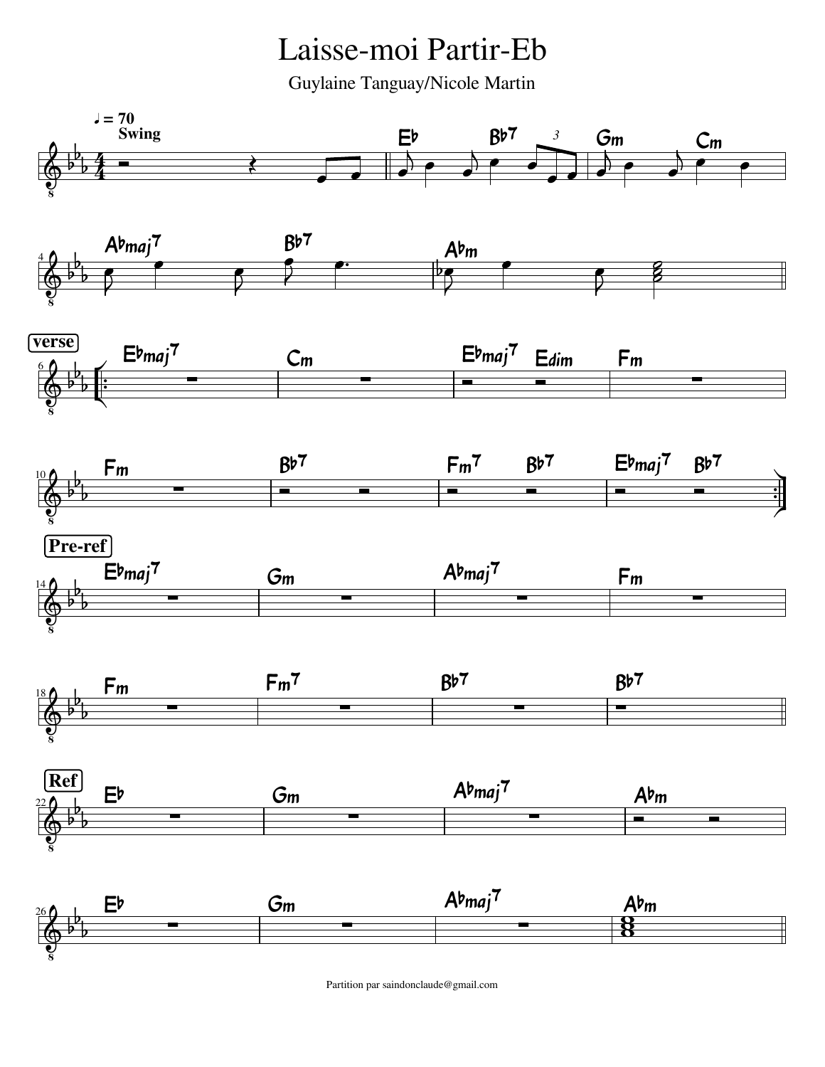# Laisse-moi Partir-Eb

Guylaine Tanguay/Nicole Martin

♩ = 70
Swing

Eb Bb7 Gm Cm

Abmaj7 Bb7 Abm

**verse**

Ebmaj7 Cm Ebmaj7 Edim Fm

Fm Bb7 Fm7 Bb7 Ebmaj7 Bb7

**Pre-ref**

Ebmaj7 Gm Abmaj7 Fm

Fm Fm7 Bb7 Bb7

**Ref**

Eb Gm Abmaj7 Abm

Eb Gm Abmaj7 Abm

Partition par saindonclaude@gmail.com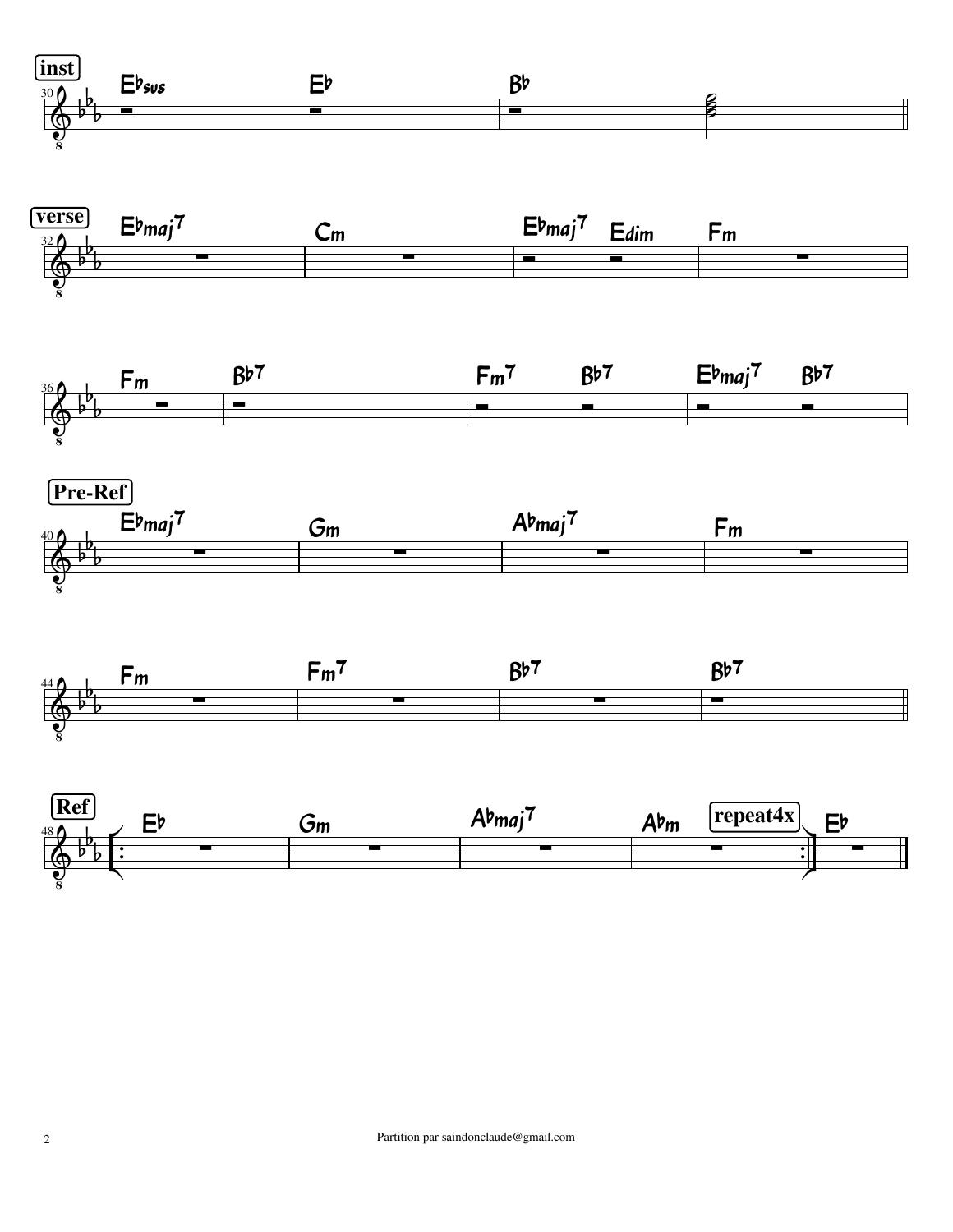**inst**

Ebsus Eb | Bb

**verse**

Ebmaj7 | Cm | Ebmaj7 Edim | Fm

Fm | Bb7 | Fm7 Bb7 | Ebmaj7 Bb7

**Pre-Ref**

Ebmaj7 | Gm | Abmaj7 | Fm

Fm | Fm7 | Bb7 | Bb7

**Ref**

|: Eb | Gm | Abmaj7 | Abm :| Eb

**repeat4x**

Partition par saindonclaude@gmail.com